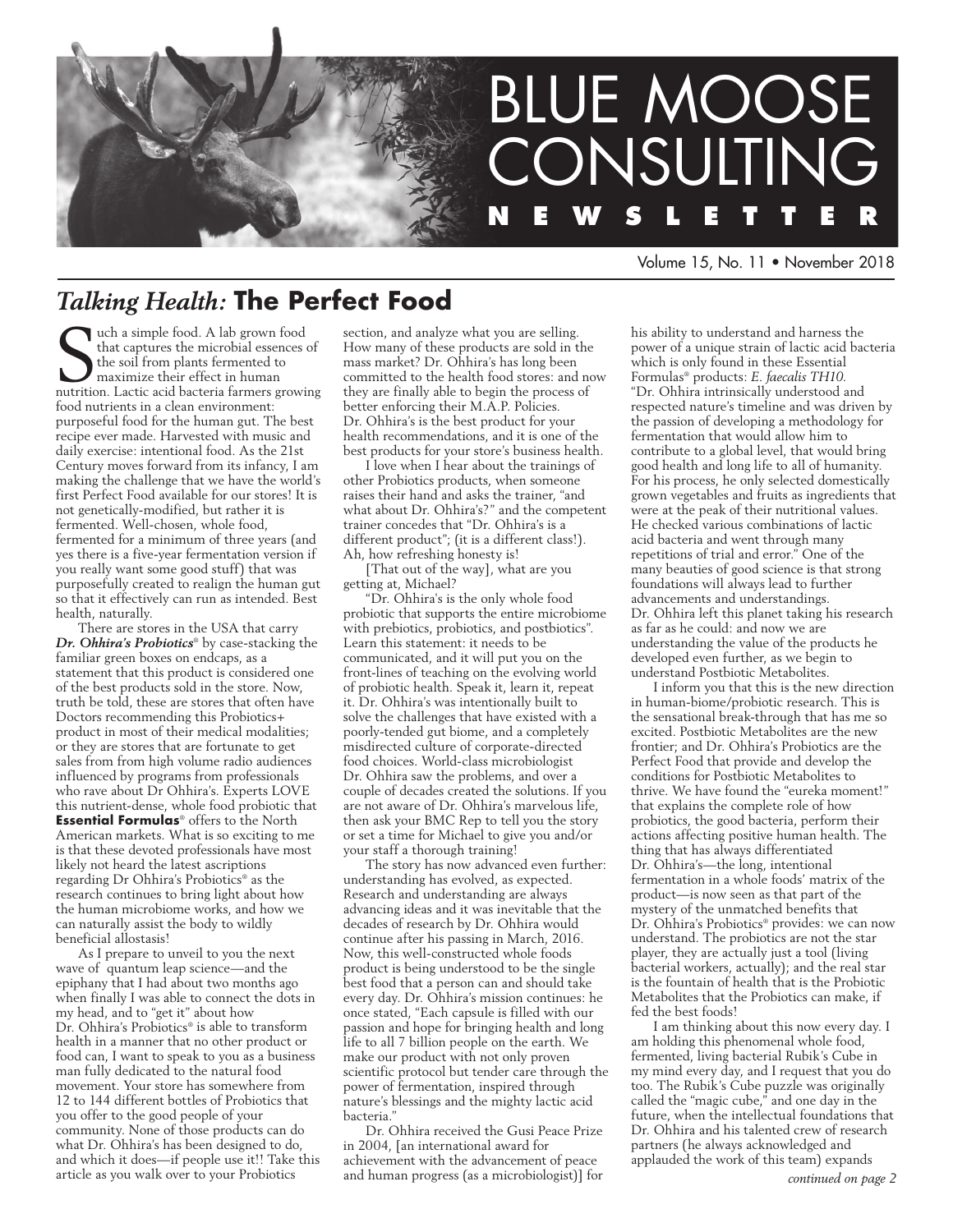# BLUE MOOSE CONSULTING NEWSLETTER

Volume 15, No. 11 • November 2018

## *Talking Health:* The Perfect Food

Such a simple food. A lab grown food that captures the microbial essences of the soil from plants fermented to maximize their effect in human nutrition. Lactic acid bacteria farmers growing food nutrients in a clean environment: purposeful food for the human gut. The best recipe ever made. Harvested with music and daily exercise: intentional food. As the 21st Century moves forward from its infancy, I am making the challenge that we have the world's first Perfect Food available for our stores! It is not genetically-modified, but rather it is fermented. Well-chosen, whole food, fermented for a minimum of three years (and yes there is a five-year fermentation version if you really want some good stuff) that was purposefully created to realign the human gut so that it effectively can run as intended. Best health, naturally.

There are stores in the USA that carry ***Dr. Ohhira's Probiotics***® by case-stacking the familiar green boxes on endcaps, as a statement that this product is considered one of the best products sold in the store. Now, truth be told, these are stores that often have Doctors recommending this Probiotics+ product in most of their medical modalities; or they are stores that are fortunate to get sales from from high volume radio audiences influenced by programs from professionals who rave about Dr Ohhira's. Experts LOVE this nutrient-dense, whole food probiotic that **Essential Formulas**® offers to the North American markets. What is so exciting to me is that these devoted professionals have most likely not heard the latest ascriptions regarding Dr Ohhira's Probiotics® as the research continues to bring light about how the human microbiome works, and how we can naturally assist the body to wildly beneficial allostasis!

As I prepare to unveil to you the next wave of quantum leap science—and the epiphany that I had about two months ago when finally I was able to connect the dots in my head, and to "get it" about how Dr. Ohhira's Probiotics® is able to transform health in a manner that no other product or food can, I want to speak to you as a business man fully dedicated to the natural food movement. Your store has somewhere from 12 to 144 different bottles of Probiotics that you offer to the good people of your community. None of those products can do what Dr. Ohhira's has been designed to do, and which it does—if people use it!! Take this article as you walk over to your Probiotics section, and analyze what you are selling. How many of these products are sold in the mass market? Dr. Ohhira's has long been committed to the health food stores: and now they are finally able to begin the process of better enforcing their M.A.P. Policies. Dr. Ohhira's is the best product for your health recommendations, and it is one of the best products for your store's business health.

I love when I hear about the trainings of other Probiotics products, when someone raises their hand and asks the trainer, "and what about Dr. Ohhira's?" and the competent trainer concedes that "Dr. Ohhira's is a different product"; (it is a different class!). Ah, how refreshing honesty is!

[That out of the way], what are you getting at, Michael?

"Dr. Ohhira's is the only whole food probiotic that supports the entire microbiome with prebiotics, probiotics, and postbiotics". Learn this statement: it needs to be communicated, and it will put you on the front-lines of teaching on the evolving world of probiotic health. Speak it, learn it, repeat it. Dr. Ohhira's was intentionally built to solve the challenges that have existed with a poorly-tended gut biome, and a completely misdirected culture of corporate-directed food choices. World-class microbiologist Dr. Ohhira saw the problems, and over a couple of decades created the solutions. If you are not aware of Dr. Ohhira's marvelous life, then ask your BMC Rep to tell you the story or set a time for Michael to give you and/or your staff a thorough training!

The story has now advanced even further: understanding has evolved, as expected. Research and understanding are always advancing ideas and it was inevitable that the decades of research by Dr. Ohhira would continue after his passing in March, 2016. Now, this well-constructed whole foods product is being understood to be the single best food that a person can and should take every day. Dr. Ohhira's mission continues: he once stated, "Each capsule is filled with our passion and hope for bringing health and long life to all 7 billion people on the earth. We make our product with not only proven scientific protocol but tender care through the power of fermentation, inspired through nature's blessings and the mighty lactic acid bacteria."

Dr. Ohhira received the Gusi Peace Prize in 2004, [an international award for achievement with the advancement of peace and human progress (as a microbiologist)] for his ability to understand and harness the power of a unique strain of lactic acid bacteria which is only found in these Essential Formulas® products: *E. faecalis TH10.* "Dr. Ohhira intrinsically understood and respected nature's timeline and was driven by the passion of developing a methodology for fermentation that would allow him to contribute to a global level, that would bring good health and long life to all of humanity. For his process, he only selected domestically grown vegetables and fruits as ingredients that were at the peak of their nutritional values. He checked various combinations of lactic acid bacteria and went through many repetitions of trial and error." One of the many beauties of good science is that strong foundations will always lead to further advancements and understandings. Dr. Ohhira left this planet taking his research as far as he could: and now we are understanding the value of the products he developed even further, as we begin to understand Postbiotic Metabolites.

I inform you that this is the new direction in human-biome/probiotic research. This is the sensational break-through that has me so excited. Postbiotic Metabolites are the new frontier; and Dr. Ohhira's Probiotics are the Perfect Food that provide and develop the conditions for Postbiotic Metabolites to thrive. We have found the "eureka moment!" that explains the complete role of how probiotics, the good bacteria, perform their actions affecting positive human health. The thing that has always differentiated Dr. Ohhira's—the long, intentional fermentation in a whole foods' matrix of the product—is now seen as that part of the mystery of the unmatched benefits that Dr. Ohhira's Probiotics® provides: we can now understand. The probiotics are not the star player, they are actually just a tool (living bacterial workers, actually); and the real star is the fountain of health that is the Probiotic Metabolites that the Probiotics can make, if fed the best foods!

I am thinking about this now every day. I am holding this phenomenal whole food, fermented, living bacterial Rubik's Cube in my mind every day, and I request that you do too. The Rubik's Cube puzzle was originally called the "magic cube," and one day in the future, when the intellectual foundations that Dr. Ohhira and his talented crew of research partners (he always acknowledged and applauded the work of this team) expands

*continued on page 2*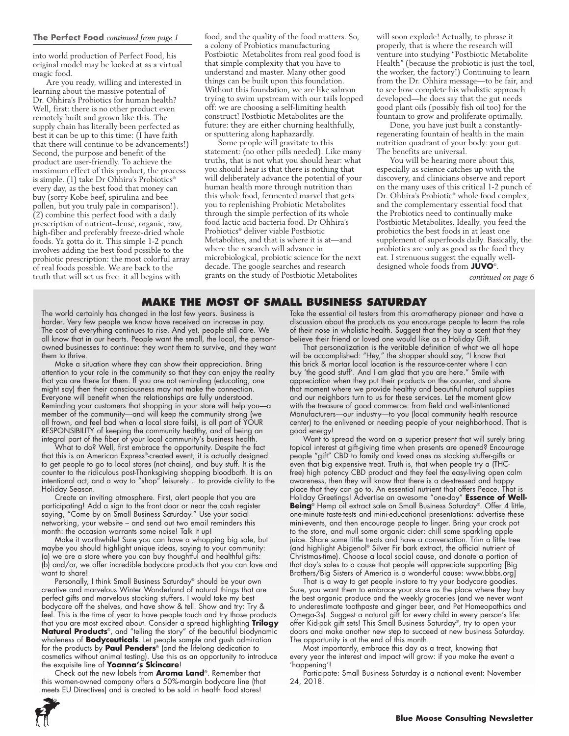**The Perfect Food** *continued from page 1*

into world production of Perfect Food, his original model may be looked at as a virtual magic food.

Are you ready, willing and interested in learning about the massive potential of Dr. Ohhira's Probiotics for human health? Well, first: there is no other product even remotely built and grown like this. The supply chain has literally been perfected as best it can be up to this time: (I have faith that there will continue to be advancements!) Second, the purpose and benefit of the product are user-friendly. To achieve the maximum effect of this product, the process is simple. (1) take Dr Ohhira's Probiotics® every day, as the best food that money can buy (sorry Kobe beef, spirulina and bee pollen, but you truly pale in comparison!). (2) combine this perfect food with a daily prescription of nutrient-dense, organic, raw, high-fiber and preferably freeze-dried whole foods. Ya gotta do it. This simple 1-2 punch involves adding the best food possible to the probiotic prescription: the most colorful array of real foods possible. We are back to the truth that will set us free: it all begins with food, and the quality of the food matters. So, a colony of Probiotics manufacturing Postbiotic Metabolites from real good food is that simple complexity that you have to understand and master. Many other good things can be built upon this foundation. Without this foundation, we are like salmon trying to swim upstream with our tails lopped off: we are choosing a self-limiting health construct! Postbiotic Metabolites are the future: they are either churning healthfully, or sputtering along haphazardly.

Some people will gravitate to this statement: (no other pills needed). Like many truths, that is not what you should hear: what you should hear is that there is nothing that will deliberately advance the potential of your human health more through nutrition than this whole food, fermented marvel that gets you to replenishing Probiotic Metabolites through the simple perfection of its whole food lactic acid bacteria food. Dr Ohhira's Probiotics® deliver viable Postbiotic Metabolites, and that is where it is at—and where the research will advance in microbiological, probiotic science for the next decade. The google searches and research grants on the study of Postbiotic Metabolites will soon explode! Actually, to phrase it properly, that is where the research will venture into studying "Postbiotic Metabolite Health" (because the probiotic is just the tool, the worker, the factory!) Continuing to learn from the Dr. Ohhira message—to be fair, and to see how complete his wholistic approach developed—he does say that the gut needs good plant oils (possibly fish oil too) for the fountain to grow and proliferate optimally.

Done, you have just built a constantly-regenerating fountain of health in the main nutrition quadrant of your body: your gut. The benefits are universal.

You will be hearing more about this, especially as science catches up with the discovery, and clinicians observe and report on the many uses of this critical 1-2 punch of Dr. Ohhira's Probiotic® whole food complex, and the complementary essential food that the Probiotics need to continually make Postbiotic Metabolites. Ideally, you feed the probiotics the best foods in at least one supplement of superfoods daily. Basically, the probiotics are only as good as the food they eat. I strenuous suggest the equally well-designed whole foods from **JUVO**®.

*continued on page 6*

## MAKE THE MOST OF SMALL BUSINESS SATURDAY

The world certainly has changed in the last few years. Business is harder. Very few people we know have received an increase in pay. The cost of everything continues to rise. And yet, people still care. We all know that in our hearts. People want the small, the local, the person-owned businesses to continue: they want them to survive, and they want them to thrive.

Make a situation where they can show their appreciation. Bring attention to your role in the community so that they can enjoy the reality that you are there for them. If you are not reminding (educating, one might say) then their consciousness may not make the connection. Everyone will benefit when the relationships are fully understood. Reminding your customers that shopping in your store will help you—a member of the community—and will keep the community strong (we all frown, and feel bad when a local store fails), is all part of YOUR RESPONSIBILITY of keeping the community healthy, and of being an integral part of the fiber of your local community's business health.

What to do? Well, first embrace the opportunity. Despite the fact that this is an American Express®-created event, it is actually designed to get people to go to local stores (not chains), and buy stuff. It is the counter to the ridiculous post-Thanksgiving shopping bloodbath. It is an intentional act, and a way to "shop" leisurely… to provide civility to the Holiday Season.

Create an inviting atmosphere. First, alert people that you are participating! Add a sign to the front door or near the cash register saying, "Come by on Small Business Saturday." Use your social networking, your website – and send out two email reminders this month: the occasion warrants some noise! Talk it up!

Make it worthwhile! Sure you can have a whopping big sale, but maybe you should highlight unique ideas, saying to your community: (a) we are a store where you can buy thoughtful and healthful gifts: (b) and/or, we offer incredible bodycare products that you can love and want to share!

Personally, I think Small Business Saturday® should be your own creative and marvelous Winter Wonderland of natural things that are perfect gifts and marvelous stocking stuffers. I would take my best bodycare off the shelves, and have show & tell. Show and try: Try & feel. This is the time of year to have people touch and try those products that you are most excited about. Consider a spread highlighting **Trilogy Natural Products**®, and "telling the story" of the beautiful biodynamic wholeness of **Bodyceuticals**. Let people sample and gush admiration for the products by **Paul Penders**® (and the lifelong dedication to cosmetics without animal testing). Use this as an opportunity to introduce the exquisite line of **Yoanna's Skincare**!

Check out the new labels from **Aroma Land**®. Remember that this women-owned company offers a 50%-margin bodycare line (that meets EU Directives) and is created to be sold in health food stores! Take the essential oil testers from this aromatherapy pioneer and have a discussion about the products as you encourage people to learn the role of their nose in wholistic health. Suggest that they buy a scent that they believe their friend or loved one would like as a Holiday Gift.

That personalization is the veritable definition of what we all hope will be accomplished: "Hey," the shopper should say, "I know that this brick & mortar local location is the resource-center where I can buy 'the good stuff'. And I am glad that you are here." Smile with appreciation when they put their products on the counter, and share that moment where we provide healthy and beautiful natural supplies and our neighbors turn to us for these services. Let the moment glow with the treasure of good commerce: from field and well-intentioned Manufacturers—our industry—to you (local community health resource center) to the enlivened or needing people of your neighborhood. That is good energy!

Want to spread the word on a superior present that will surely bring topical interest at gift-giving time when presents are opened? Encourage people "gift" CBD to family and loved ones as stocking stuffer-gifts or even that big expensive treat. Truth is, that when people try a (THC-free) high potency CBD product and they feel the easy-living open calm awareness, then they will know that there is a de-stressed and happy place that they can go to. An essential nutrient that offers Peace. That is Holiday Greetings! Advertise an awesome "one-day" **Essence of Well-Being**® Hemp oil extract sale on Small Business Saturday®. Offer 4 little, one-minute taste-tests and mini-educational presentations: advertise these mini-events, and then encourage people to linger. Bring your crock pot to the store, and mull some organic cider: chill some sparkling apple juice. Share some little treats and have a conversation. Trim a little tree (and highlight Abigenol® Silver Fir bark extract, the official nutrient of Christmas-time). Choose a local social cause, and donate a portion of that day's sales to a cause that people will appreciate supporting [Big Brothers/Big Sisters of America is a wonderful cause: www.bbbs.org]

That is a way to get people in-store to try your bodycare goodies. Sure, you want them to embrace your store as the place where they buy the best organic produce and the weekly groceries (and we never want to underestimate toothpaste and ginger beer, and Pet Homeopathics and Omega-3s). Suggest a natural gift for every child in every person's life: offer Kid-pak gift sets! This Small Business Saturday®, try to open your doors and make another new step to succeed at new business Saturday. The opportunity is at the end of this month.

Most importantly, embrace this day as a treat, knowing that every year the interest and impact will grow: if you make the event a 'happening'!

Participate: Small Business Saturday is a national event: November 24, 2018.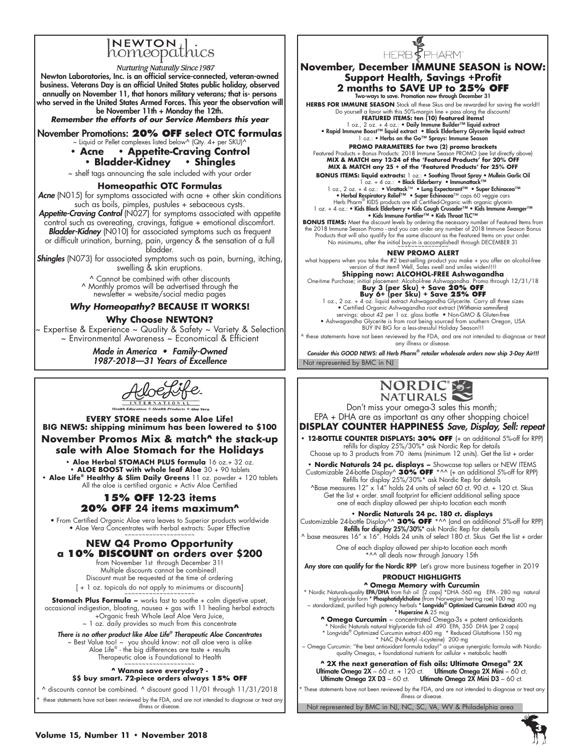# NEWTON homeopathics

*Nurturing Naturally Since 1987*

**Newton Laboratories, Inc. is an official service-connected, veteran-owned business. Veterans Day is an official United States public holiday, observed annually on November 11, that honors military veterans; that is- persons who served in the United States Armed Forces. This year the observation will be November 11th + Monday the 12th.**

***Remember the efforts of our Service Members this year***

## November Promotions: 20% OFF select OTC formulas

~ Liquid or Pellet complexes listed below^ (Qty. 4+ per SKU)^

- **Acne**
- **Appetite-Craving Control**
- **Bladder-Kidney**
- **Shingles**

~ shelf tags announcing the sale included with your order

### Homeopathic OTC Formulas

***Acne*** (N015) for symptoms associated with acne + other skin conditions such as boils, pimples, pustules + sebaceous cysts.

***Appetite-Craving Control*** (N027) for symptoms associated with appetite control such as overeating, cravings, fatigue + emotional discomfort.

***Bladder-Kidney*** (N010) for associated symptoms such as frequent or difficult urination, burning, pain, urgency & the sensation of a full bladder.

***Shingles*** (N073) for associated symptoms such as pain, burning, itching, swelling & skin eruptions.

^ Cannot be combined with other discounts
^ Monthly promos will be advertised through the newsletter = website/social media pages

***Why Homeopathy?* BECAUSE IT WORKS!**

**Why Choose NEWTON?**

~ Expertise & Experience ~ Quality & Safety ~ Variety & Selection ~ Environmental Awareness ~ Economical & Efficient

*Made in America • Family-Owned*
*1987-2018—31 Years of Excellence*

---

# HERB PHARM

## November, December IMMUNE SEASON is NOW: Support Health, Savings +Profit 2 months to SAVE UP to 25% OFF

**Two-ways to save. Promotion now through December 31**

**HERBS FOR IMMUNE SEASON** Stock all these Skus and be rewarded for saving the world!! Do yourself a favor with this 50%-margin line + pass along the discounts!

**FEATURED ITEMS: ten (10) featured items!**

1 oz., 2 oz. + 4 oz.: • **Daily Immune Builder™ liquid extract** • **Rapid Immune Boost™ liquid extract** • **Black Elderberry Glycerite liquid extract**
1 oz.: • **Herbs on the Go™ Sprays: Immune Season**

**PROMO PARAMETERS for two (2) promo brackets**

Featured Products + Bonus Products: 2018 Immune Season PROMO (see list directly above)
**MIX & MATCH any 12-24 of the 'Featured Products' for 20% OFF**
**MIX & MATCH any 25 + of the 'Featured Products' for 25% OFF**

**BONUS ITEMS: liquid extracts:** 1 oz.: • **Soothing Throat Spray** • **Mullein Garlic Oil**
1 oz. + 4 oz.: • **Black Elderberry** • **Immunattack™**
1 oz., 2 oz. + 4 oz.: • **Virattack™** • **Lung Expectorant™** • **Super Echinacea™** • **Herbal Respiratory Relief™** • **Super Echinacea™ caps 60 veggie cars**
Herb Pharm® KIDS products are all Certified-Organic with organic glycerin
1 oz. + 4 oz.: • **Kids Black Elderberry** • **Kids Cough Crusader™** • **Kids Immune Avenger™** • **Kids Immune Fortifier™** • **Kids Throat TLC™**

**BONUS ITEMS:** Meet the discount levels by ordering the necessary number of Featured Items from the 2018 Immune Season Promo - and you can order any number of 2018 Immune Season Bonus Products that will also qualify for the same discount as the Featured Items on your order. No minimums, after the initial buy-in is accomplished! through DECEMBER 31

### NEW PROMO ALERT

what happens when you take the #2 best-selling product you make + you offer an alcohol-free version of that item? Well, Sales swell and smiles widen!!!!

**Shipping now: ALCOHOL-FREE Ashwagandha**

One-time Purchase; initial placement: Alcohol-free Ashwagandha. Promo through 12/31/18
**Buy 3 (per Sku) + Save 20% OFF**
**Buy 6+ (per Sku) + Save 25% OFF**

1 oz., 2 oz. + 4 oz. liquid extract Ashwagandha Glycerite. Carry all three sizes
• Certified Organic Ashwagandha root extract (*Withania somnifera*)
servings: about 42 per 1 oz. glass bottle • Non-GMO & Gluten-free
• Ashwagandha Glycerite is from root being sourced from southern Oregon, USA
BUY IN BIG for a less-stressful Holiday Season!!!

^ these statements have not been reviewed by the FDA, and are not intended to diagnose or treat any illness or disease.

*Consider this GOOD NEWS: all Herb Pharm® retailer wholesale orders now ship 3-Day Air!!!*

Not represented by BMC in NJ

---

# AloeLife INTERNATIONAL

*Health Education ◊ Health Products ◊ Aloe Vera*

**EVERY STORE needs some Aloe Life!**
**BIG NEWS: shipping minimum has been lowered to $100**

## November Promos Mix & match^ the stack-up sale with Aloe Stomach for the Holidays

- **Aloe Herbal STOMACH PLUS formula** 16 oz.+ 32 oz.
- **ALOE BOOST with whole leaf Aloe** 30 + 90 tablets
- **Aloe Life® Healthy & Slim Daily Greens** 11 oz. powder + 120 tablets

All the aloe is certified organic + Activ Aloe Certified

### 15% OFF 12-23 items
### 20% OFF 24 items maximum^

• From Certified Organic Aloe vera leaves to Superior products worldwide
• Aloe Vera Concentrates with herbal extracts: Super Effective

### NEW Q4 Promo Opportunity a 10% DISCOUNT on orders over $200

from November 1st through December 31!
Multiple discounts cannot be combined!.
Discount must be requested at the time of ordering
[ + 1 oz. topicals do not apply to minimums or discounts]

**Stomach Plus Formula –** works fast to soothe + calm digestive upset, occasional indigestion, bloating, nausea + gas with 11 healing herbal extracts +Organic fresh Whole Leaf Aloe Vera Juice,
~ 1 oz. daily provides so much from this concentrate

***There is no other product like Aloe Life® Therapeutic Aloe Concentrates***
~ Best Value too! ~ you should know: not all aloe vera is alike
Aloe Life® - the big differences are taste + results
Therapeutic aloe is Foundational to Health

**^ Wanna save everyday? -**
**$$ buy smart. 72-piece orders always 15% OFF**

^ discounts cannot be combined. ^ discount good 11/01 through 11/31/2018

\* these statements have not been reviewed by the FDA, and are not intended to diagnose or treat any illness or disease.

---

# NORDIC NATURALS

Don't miss your omega-3 sales this month;
EPA + DHA are as important as any other shopping choice!

## DISPLAY COUNTER HAPPINESS *Save, Display, Sell: repeat*

• **12-BOTTLE COUNTER DISPLAYS: 30% OFF** (+ an additional 5%-off for RPP) refills for display 25%/30%* ask Nordic Rep for details
Choose up to 3 products from 70 items (minimum 12 units). Get the list + order

• **Nordic Naturals 24 pc. displays –** Showcase top sellers or NEW ITEMS Customizable 24-bottle Display^ **30% OFF** *^^ (+ an additional 5%-off for RPP) Refills for display 25%/30%* ask Nordic Rep for details
^Base measures 12" x 14" holds 24 units of select 60 ct. 90 ct. + 120 ct. Skus
Get the list + order. small footprint for efficient additional selling space
one of each display allowed per ship-to location each month

• **Nordic Naturals 24 pc. 180 ct. displays**
Customizable 24-bottle Display^^ **30% OFF** *^^ (and an additional 5%-off for RPP)
**Refills for display 25%/30%*** ask Nordic Rep for details
^ base measures 16" x 16". Holds 24 units of select 180 ct. Skus Get the list + order

One of each display allowed per ship-to location each month
*^^ all deals now through January 15th

**Any store can qualify for the Nordic RPP** Let's grow more business together in 2019

### PRODUCT HIGHLIGHTS

**^ Omega Memory with Curcumin**
\* Nordic Naturals-quality **EPA/DHA** from fish oil [2 caps] *DHA -560 mg EPA - 280 mg natural triglyceride form * **Phosphatidylcholine** (from Norwegian herring roe) 100 mg
~ standardized, purified high potency herbals * **Longvida® Optimized Curcumin Extract** 400 mg
\* **Huperzine A** 25 mcg

**^ Omega Curcumin** ~ concentrated Omega-3s + potent antioxidants
\* Nordic Naturals natural triglyceride fish oil 490 EPA, 350 DHA (per 2 caps)
\* Longvida® Optimized Curcumin extract 400 mg * Reduced Glutathione 150 mg
\* NAC (N-Acetyl –L-cysteine) 200 mg
~ Omega Curcumin: "the best antioxidant formula today!" a unique synergistic formula with Nordic-quality Omegas, + foundational nutrients for cellular + metabolic health

**^ 2X the next generation of fish oils: Ultimate Omega® 2X**
**Ultimate Omega 2X** – 60 ct. + 120 ct. **Ultimate Omega 2X Mini** – 60 ct.
**Ultimate Omega 2X D3** – 60 ct. **Ultimate Omega 2X Mini D3** – 60 ct.

\* These statements have not been reviewed by the FDA, and are not intended to diagnose or treat any illness or disease.

Not represented by BMC in NJ, NC, SC, VA, WV & Philadelphia area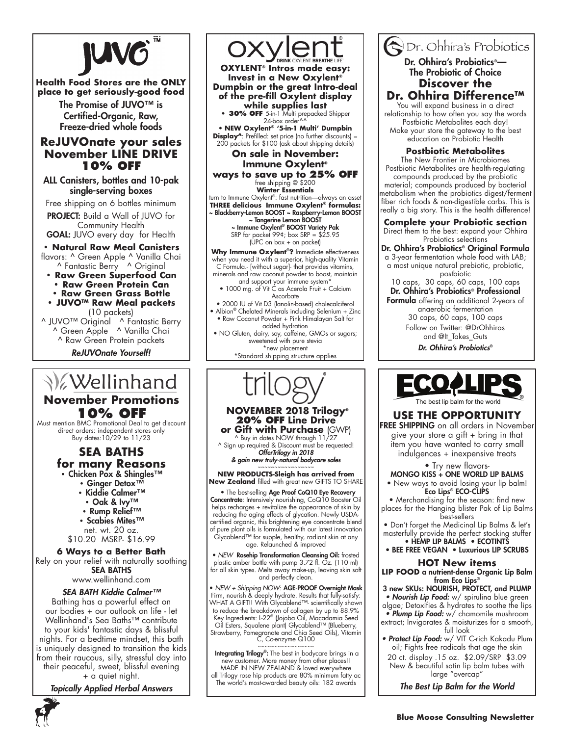# JUVO™

**Health Food Stores are the ONLY place to get seriously-good food**

The Promise of JUVO™ is Certified-Organic, Raw, Freeze-dried whole foods

## ReJUVOnate your sales November LINE DRIVE 10% OFF

ALL Canisters, bottles and 10-pak single-serving boxes

Free shipping on 6 bottles minimum

**PROJECT:** Build a Wall of JUVO for Community Health

**GOAL:** JUVO every day for Health

- **Natural Raw Meal Canisters** flavors: ^ Green Apple ^ Vanilla Chai ^ Fantastic Berry ^ Original
- **Raw Green Superfood Can**
- **Raw Green Protein Can**
- **Raw Green Grass Bottle**
- **JUVO™ Raw Meal packets** (10 packets) ^ JUVO™ Original ^ Fantastic Berry ^ Green Apple ^ Vanilla Chai ^ Raw Green Protein packets

*ReJUVOnate Yourself!*

# oxylent®

DRINK OXYLENT BREATHE LIFE®

**OXYLENT® Intros made easy: Invest in a New Oxylent® Dumpbin or the great Intro-deal of the pre-fill Oxylent display while supplies last**

- **30% OFF** 5-in-1 Multi prepacked Shipper 24-box order^^
- **NEW Oxylent® '5-in-1 Multi' Dumpbin Display^**: Prefilled: set price (no further discounts) = 200 packets for $100 (ask about shipping details)

## On sale in November: Immune Oxylent® ways to save up to 25% OFF

free shipping @ $200

**Winter Essentials**

turn to Immune Oxylent®: fast nutrition—always an asset

**THREE delicious Immune Oxylent® formulas:**
~ Blackberry-Lemon BOOST ~ Raspberry-Lemon BOOST ~ Tangerine Lemon BOOST ~ Immune Oxylent® BOOST Variety Pak
SRP for packet 99¢; box SRP = $25.95
(UPC on box + on packet)

**Why Immune Oxylent®?** Immediate effectiveness when you need it with a superior, high-quality Vitamin C Formula.- [without sugar]- that provides vitamins, minerals and raw coconut powder to boost, maintain and support your immune system*

- 1000 mg. of Vit C as Acerola Fruit + Calcium Ascorbate
- 2000 IU of Vit D3 (lanolin-based) cholecalciferol
- Albion® Chelated Minerals including Selenium + Zinc
- Raw Coconut Powder + Pink Himalayan Salt for added hydration
- NO Gluten, dairy, soy, caffeine, GMOs or sugars; sweetened with pure stevia

*new placement
*Standard shipping structure applies

# Dr. Ohhira's Probiotics

**Dr. Ohhira's Probiotics®— The Probiotic of Choice**

## Discover the Dr. Ohhira Difference™

You will expand business in a direct relationship to how often you say the words Postbiotic Metabolites each day! Make your store the gateway to the best education on Probiotic Health

### Postbiotic Metabolites

The New Frontier in Microbiomes
Postbiotic Metabolites are health-regulating compounds produced by the probiotic material; compounds produced by bacterial metabolism when the probiotics digest/ferment fiber rich foods & non-digestible carbs. This is really a big story. This is the health difference!

### Complete your Probiotic section

Direct them to the best: expand your Ohhira Probiotics selections

**Dr. Ohhira's Probiotics® Original Formula**
a 3-year fermentation whole food with LAB; a most unique natural prebiotic, probiotic, postbiotic
10 caps, 30 caps, 60 caps, 100 caps

**Dr. Ohhira's Probiotics® Professional Formula** offering an additional 2-years of anaerobic fermentation
30 caps, 60 caps, 100 caps

Follow on Twitter: @DrOhhiras and @It_Takes_Guts

*Dr. Ohhira's Probiotics®*

# Wellinhand

## November Promotions 10% OFF

Must mention BMC Promotional Deal to get discount direct orders: independent stores only
Buy dates:10/29 to 11/23

## SEA BATHS for many Reasons

- Chicken Pox & Shingles™
- Ginger Detox™
- Kiddie Calmer™
- Oak & Ivy™
- Rump Relief™
- Scabies Mites™

net. wt. 20 oz.
$10.20 MSRP- $16.99

### 6 Ways to a Better Bath

Rely on your relief with naturally soothing **SEA BATHS**
www.wellinhand.com

*SEA BATH Kiddie Calmer™*

Bathing has a powerful effect on our bodies + our outlook on life - let Wellinhand's Sea Baths™ contribute to your kids' fantastic days & blissful nights. For a bedtime mindset, this bath is uniquely designed to transition the kids from their raucous, silly, stressful day into their peaceful, sweet, blissful evening + a quiet night.

*Topically Applied Herbal Answers*

# trilogy®

## NOVEMBER 2018 Trilogy® 20% OFF Line Drive or Gift with Purchase (GWP)

^ Buy in dates NOW through 11/27
^ Sign up required & Discount must be requested!
*OfferTrilogy in 2018 & gain new truly-natural bodycare sales*

~~~~~~~~~~~~~~~~~

**NEW PRODUCTS-Sleigh has arrived from New Zealand** filled with great new GIFTS TO SHARE

- The best-selling **Age Proof CoQ10 Eye Recovery Concentrate**: Intensively nourishing, CoQ10 Booster Oil helps recharges + revitalize the appearance of skin by reducing the aging effects of glycation. Newly USDA-certified organic, this brightening eye concentrate blend of pure plant oils is formulated with our latest innovation Glycablend™ for supple, healthy, radiant skin at any age. Relaunched & improved
- *NEW* **Rosehip Transformation Cleansing Oil:** frosted plastic amber bottle with pump 3.72 fl. Oz. (110 ml) for all skin types. Melts away make-up, leaving skin soft and perfectly clean.
- *NEW + Shipping NOW*: **AGE-PROOF Overnight Mask** Firm, nourish & deeply hydrate. Results that fully-satisfy: WHAT A GIFT!! With Glycablend™- scientifically shown to reduce the breakdown of collagen by up to 88.9% Key Ingredients: L-22® (Jojoba Oil, Macadamia Seed Oil Esters, Squalene plant) Glycablend™ (Blueberry, Strawberry, Pomegranate and Chia Seed Oils), Vitamin C, Co-enzyme Q100

~~~~~~~~~~~~~~~~~

**Integrating Trilogy®:** The best in bodycare brings in a new customer. More money from other places!! MADE IN NEW ZEALAND & loved everywhere all Trilogy rose hip products are 80% minimum fatty ac The world's most-awarded beauty oils: 182 awards

# ECO LIPS®

The best lip balm for the world

## USE THE OPPORTUNITY

**FREE SHIPPING** on all orders in November give your store a gift + bring in that item you have wanted to carry small indulgences + inexpensive treats

- Try new flavors- **MONGO KISS + ONE WORLD LIP BALMS**
- New ways to avoid losing your lip balm! **Eco Lips® ECO-CLIPS**
- Merchandising for the season: find new places for the Hanging blister Pak of Lip Balms best-sellers
- Don't forget the Medicinal Lip Balms & let's masterfully provide the perfect stocking stuffer
- **HEMP LIP BALMS** • **ECOTINTS**
- **BEE FREE VEGAN** • **Luxurious LIP SCRUBS**

### HOT New items

**LIP FOOD a nutrient-dense Organic Lip Balm from Eco Lips®**

**3 new SKUs: NOURISH, PROTECT, and PLUMP**

- ***Nourish Lip Food:*** w/ spirulina blue green algae; Detoxifies & hydrates to soothe the lips
- ***Plump Lip Food:*** w/ chamomile mushroom extract; Invigorates & moisturizes for a smooth, full look
- ***Protect Lip Food:*** w/ VIT C-rich Kakadu Plum oil; Fights free radicals that age the skin

20 ct. display .15 oz. $2.09/SRP $3.09
New & beautiful satin lip balm tubes with large "overcap"

*The Best Lip Balm for the World*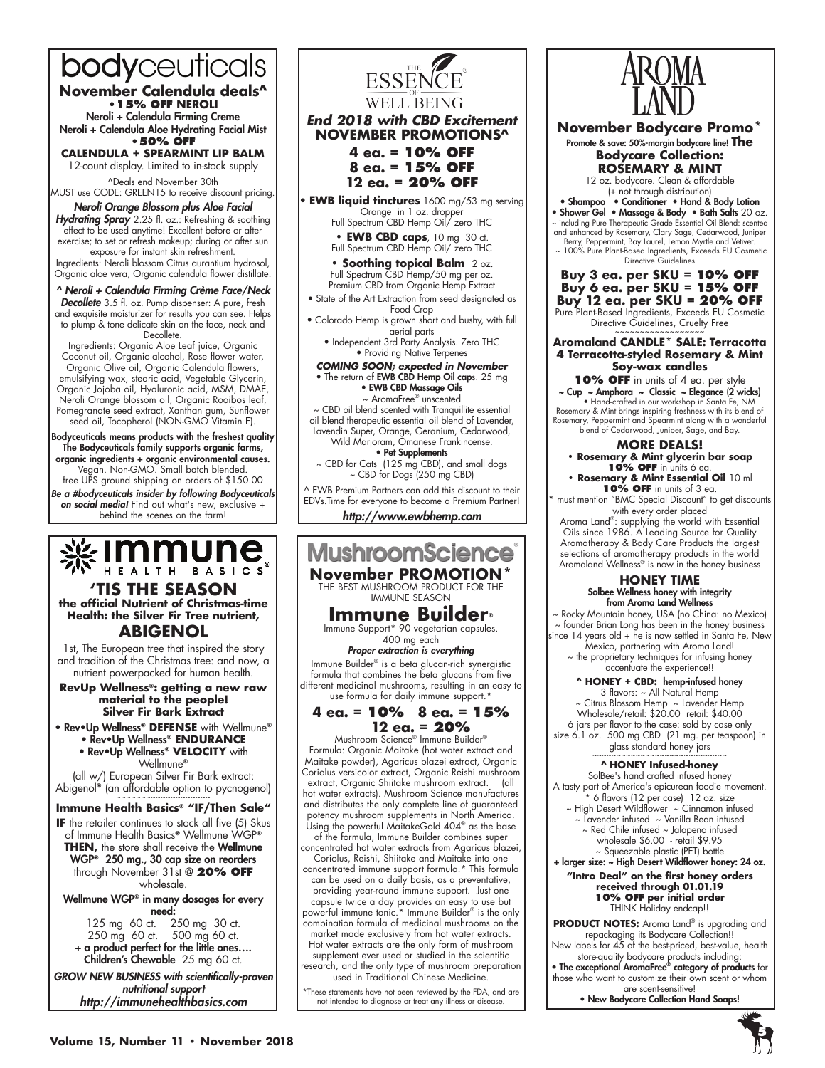# bodyceuticals

## November Calendula deals^

**• 15% OFF NEROLI**

Neroli + Calendula Firming Creme

Neroli + Calendula Aloe Hydrating Facial Mist

**• 50% OFF**

**CALENDULA + SPEARMINT LIP BALM**

12-count display. Limited to in-stock supply

^Deals end November 30th

MUST use CODE: GREEN15 to receive discount pricing.

***Neroli Orange Blossom plus Aloe Facial Hydrating Spray*** 2.25 fl. oz.: Refreshing & soothing effect to be used anytime! Excellent before or after exercise; to set or refresh makeup; during or after sun exposure for instant skin refreshment.

Ingredients: Neroli blossom Citrus aurantium hydrosol, Organic aloe vera, Organic calendula flower distillate.

***^ Neroli + Calendula Firming Crème Face/Neck Decollete*** 3.5 fl. oz. Pump dispenser: A pure, fresh and exquisite moisturizer for results you can see. Helps to plump & tone delicate skin on the face, neck and Decollete.

Ingredients: Organic Aloe Leaf juice, Organic Coconut oil, Organic alcohol, Rose flower water, Organic Olive oil, Organic Calendula flowers, emulsifying wax, stearic acid, Vegetable Glycerin, Organic Jojoba oil, Hyaluronic acid, MSM, DMAE, Neroli Orange blossom oil, Organic Rooibos leaf, Pomegranate seed extract, Xanthan gum, Sunflower seed oil, Tocopherol (NON-GMO Vitamin E).

**Bodyceuticals means products with the freshest quality The Bodyceuticals family supports organic farms, organic ingredients + organic environmental causes.** Vegan. Non-GMO. Small batch blended. free UPS ground shipping on orders of $150.00

***Be a #bodyceuticals insider by following Bodyceuticals on social media!*** Find out what's new, exclusive + behind the scenes on the farm!

# immune HEALTH BASICS

## 'TIS THE SEASON

**the official Nutrient of Christmas-time Health: the Silver Fir Tree nutrient,**

## ABIGENOL

1st, The European tree that inspired the story and tradition of the Christmas tree: and now, a nutrient powerpacked for human health.

**RevUp Wellness®: getting a new raw material to the people! Silver Fir Bark Extract**

- **Rev•Up Wellness® DEFENSE** with Wellmune®
- **Rev•Up Wellness® ENDURANCE**
- **Rev•Up Wellness® VELOCITY** with Wellmune®

(all w/) European Silver Fir Bark extract: Abigenol® (an affordable option to pycnogenol)

**Immune Health Basics® "IF/Then Sale"**

**IF** the retailer continues to stock all five (5) Skus of Immune Health Basics® Wellmune WGP® **THEN,** the store shall receive the **Wellmune WGP® 250 mg., 30 cap size on reorders** through November 31st @ **20% OFF** wholesale.

**Wellmune WGP® in many dosages for every need:**

125 mg 60 ct. 250 mg 30 ct.
250 mg 60 ct. 500 mg 60 ct.

**+ a product perfect for the little ones…. Children's Chewable** 25 mg 60 ct.

***GROW NEW BUSINESS with scientifically-proven nutritional support***

***http://immunehealthbasics.com***

# THE ESSENCE OF WELL BEING

***End 2018 with CBD Excitement***

## NOVEMBER PROMOTIONS^

**4 ea. = 10% OFF**
**8 ea. = 15% OFF**
**12 ea. = 20% OFF**

- **EWB liquid tinctures** 1600 mg/53 mg serving Orange in 1 oz. dropper Full Spectrum CBD Hemp Oil/ zero THC
- **EWB CBD caps**, 10 mg 30 ct. Full Spectrum CBD Hemp Oil/ zero THC
- **Soothing topical Balm** 2 oz. Full Spectrum CBD Hemp/50 mg per oz. Premium CBD from Organic Hemp Extract
- State of the Art Extraction from seed designated as Food Crop
- Colorado Hemp is grown short and bushy, with full aerial parts
- Independent 3rd Party Analysis. Zero THC
- Providing Native Terpenes

***COMING SOON; expected in November***

- The return of **EWB CBD Hemp Oil cap**s. 25 mg
- **EWB CBD Massage Oils**

~ AromaFree® unscented

~ CBD oil blend scented with Tranquillite essential oil blend therapeutic essential oil blend of Lavender, Lavendin Super, Orange, Geranium, Cedarwood, Wild Marjoram, Omanese Frankincense.

- **Pet Supplements**

~ CBD for Cats (125 mg CBD), and small dogs
~ CBD for Dogs (250 mg CBD)

^ EWB Premium Partners can add this discount to their EDVs.Time for everyone to become a Premium Partner!

***http://www.ewbhemp.com***

# MushroomScience®

## November PROMOTION*

THE BEST MUSHROOM PRODUCT FOR THE IMMUNE SEASON

## Immune Builder®

Immune Support* 90 vegetarian capsules. 400 mg each

***Proper extraction is everything***

Immune Builder® is a beta glucan-rich synergistic formula that combines the beta glucans from five different medicinal mushrooms, resulting in an easy to use formula for daily immune support.*

**4 ea. = 10% 8 ea. = 15% 12 ea. = 20%**

Mushroom Science® Immune Builder® Formula: Organic Maitake (hot water extract and Maitake powder), Agaricus blazei extract, Organic Coriolus versicolor extract, Organic Reishi mushroom extract, Organic Shiitake mushroom extract. (all hot water extracts). Mushroom Science manufactures and distributes the only complete line of guaranteed potency mushroom supplements in North America. Using the powerful MaitakeGold 404® as the base of the formula, Immune Builder combines super concentrated hot water extracts from Agaricus blazei, Coriolus, Reishi, Shiitake and Maitake into one concentrated immune support formula.* This formula can be used on a daily basis, as a preventative, providing year-round immune support. Just one capsule twice a day provides an easy to use but powerful immune tonic.* Immune Builder® is the only combination formula of medicinal mushrooms on the market made exclusively from hot water extracts. Hot water extracts are the only form of mushroom supplement ever used or studied in the scientific research, and the only type of mushroom preparation used in Traditional Chinese Medicine.

*These statements have not been reviewed by the FDA, and are not intended to diagnose or treat any illness or disease.

# AROMA LAND

## November Bodycare Promo*

**Promote & save: 50%-margin bodycare line! The Bodycare Collection: ROSEMARY & MINT**

12 oz. bodycare. Clean & affordable (+ not through distribution)

• **Shampoo** • **Conditioner** • **Hand & Body Lotion**
• **Shower Gel** • **Massage & Body** • **Bath Salts** 20 oz.

~ including Pure Therapeutic Grade Essential Oil Blend: scented and enhanced by Rosemary, Clary Sage, Cedarwood, Juniper Berry, Peppermint, Bay Laurel, Lemon Myrtle and Vetiver.
~ 100% Pure Plant-Based Ingredients, Exceeds EU Cosmetic Directive Guidelines

**Buy 3 ea. per SKU = 10% OFF**
**Buy 6 ea. per SKU = 15% OFF**
**Buy 12 ea. per SKU = 20% OFF**

Pure Plant-Based Ingredients, Exceeds EU Cosmetic Directive Guidelines, Cruelty Free

**Aromaland CANDLE* SALE: Terracotta 4 Terracotta-styled Rosemary & Mint Soy-wax candles**

**10% OFF** in units of 4 ea. per style

~ Cup ~ Amphora ~ Classic ~ Elegance (2 wicks)

• Hand-crafted in our workshop in Santa Fe, NM Rosemary & Mint brings inspiring freshness with its blend of Rosemary, Peppermint and Spearmint along with a wonderful blend of Cedarwood, Juniper, Sage, and Bay.

### MORE DEALS!

- **Rosemary & Mint glycerin bar soap 10% OFF** in units 6 ea.
- **Rosemary & Mint Essential Oil** 10 ml **10% OFF** in units of 3 ea.

* must mention "BMC Special Discount" to get discounts with every order placed

Aroma Land®: supplying the world with Essential Oils since 1986. A Leading Source for Quality Aromatherapy & Body Care Products the largest selections of aromatherapy products in the world Aromaland Wellness® is now in the honey business

### HONEY TIME

**Solbee Wellness honey with integrity from Aroma Land Wellness**

~ Rocky Mountain honey, USA (no China: no Mexico)
~ founder Brian Long has been in the honey business since 14 years old + he is now settled in Santa Fe, New Mexico, partnering with Aroma Land!
~ the proprietary techniques for infusing honey accentuate the experience!!

**^ HONEY + CBD: hemp-infused honey**

3 flavors: ~ All Natural Hemp ~ Citrus Blossom Hemp ~ Lavender Hemp

Wholesale/retail: $20.00 retail: $40.00

6 jars per flavor to the case: sold by case only size 6.1 oz. 500 mg CBD (21 mg. per teaspoon) in glass standard honey jars

**^ HONEY Infused-honey**

SolBee's hand crafted infused honey

A tasty part of America's epicurean foodie movement.

* 6 flavors (12 per case) 12 oz. size

~ High Desert Wildflower ~ Cinnamon infused
~ Lavender infused ~ Vanilla Bean infused
~ Red Chile infused ~ Jalapeno infused

wholesale $6.00 - retail $9.95

~ Squeezable plastic (PET) bottle

**+ larger size: ~ High Desert Wildflower honey: 24 oz.**

**"Intro Deal" on the first honey orders received through 01.01.19 10% OFF per initial order**

THINK Holiday endcap!!

**PRODUCT NOTES:** Aroma Land® is upgrading and repackaging its Bodycare Collection!! New labels for 45 of the best-priced, best-value, health store-quality bodycare products including:

- **The exceptional AromaFree® category of products** for those who want to customize their own scent or whom are scent-sensitive!
- **New Bodycare Collection Hand Soaps!**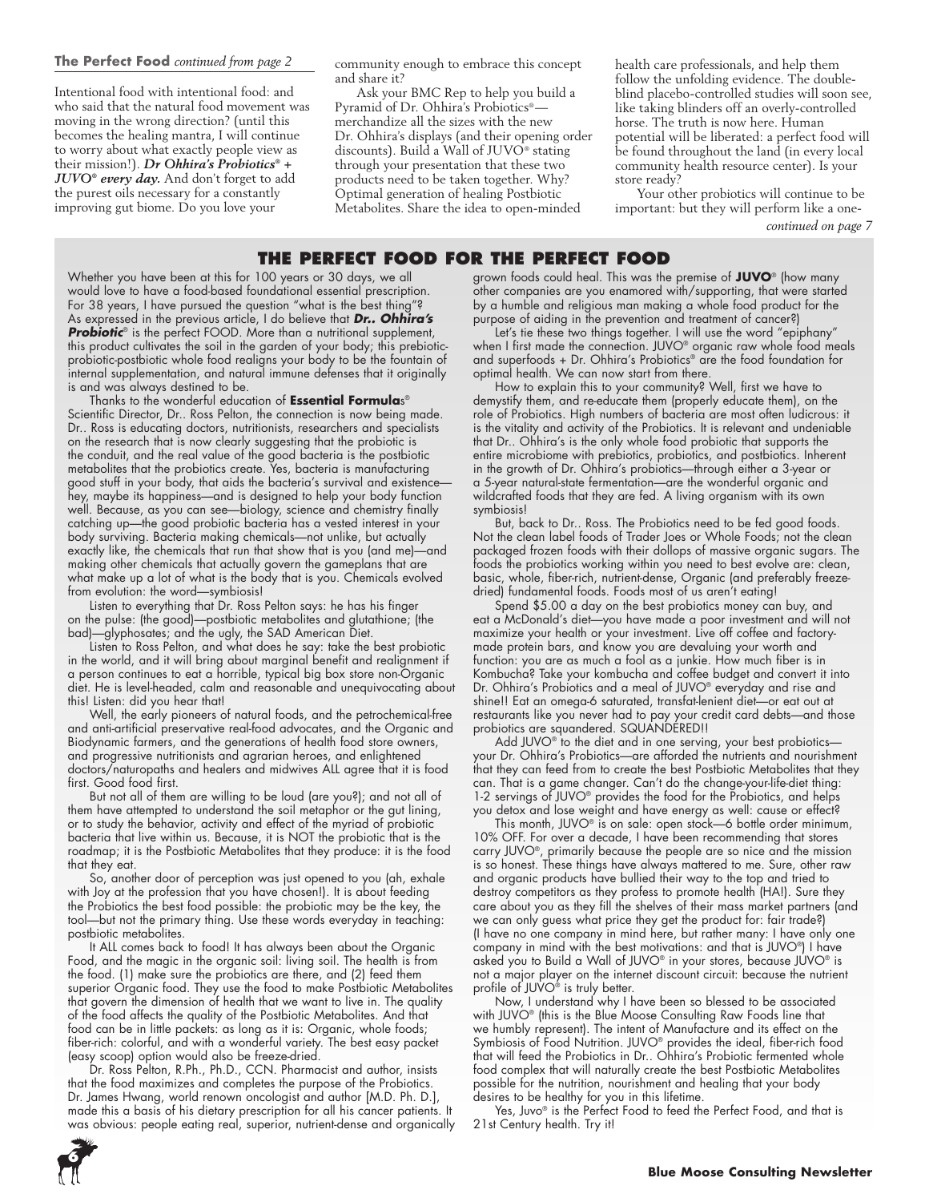**The Perfect Food** *continued from page 2*

Intentional food with intentional food: and who said that the natural food movement was moving in the wrong direction? (until this becomes the healing mantra, I will continue to worry about what exactly people view as their mission!). ***Dr Ohhira's Probiotics® + JUVO® every day.*** And don't forget to add the purest oils necessary for a constantly improving gut biome. Do you love your community enough to embrace this concept and share it?

Ask your BMC Rep to help you build a Pyramid of Dr. Ohhira's Probiotics®—merchandize all the sizes with the new Dr. Ohhira's displays (and their opening order discounts). Build a Wall of JUVO® stating through your presentation that these two products need to be taken together. Why? Optimal generation of healing Postbiotic Metabolites. Share the idea to open-minded health care professionals, and help them follow the unfolding evidence. The double-blind placebo-controlled studies will soon see, like taking blinders off an overly-controlled horse. The truth is now here. Human potential will be liberated: a perfect food will be found throughout the land (in every local community health resource center). Is your store ready?

Your other probiotics will continue to be important: but they will perform like a one-

*continued on page 7*

## THE PERFECT FOOD FOR THE PERFECT FOOD

Whether you have been at this for 100 years or 30 days, we all would love to have a food-based foundational essential prescription. For 38 years, I have pursued the question "what is the best thing"? As expressed in the previous article, I do believe that ***Dr.. Ohhira's Probiotic®*** is the perfect FOOD. More than a nutritional supplement, this product cultivates the soil in the garden of your body; this prebiotic-probiotic-postbiotic whole food realigns your body to be the fountain of internal supplementation, and natural immune defenses that it originally is and was always destined to be.

Thanks to the wonderful education of **Essential Formulas®** Scientific Director, Dr.. Ross Pelton, the connection is now being made. Dr.. Ross is educating doctors, nutritionists, researchers and specialists on the research that is now clearly suggesting that the probiotic is the conduit, and the real value of the good bacteria is the postbiotic metabolites that the probiotics create. Yes, bacteria is manufacturing good stuff in your body, that aids the bacteria's survival and existence—hey, maybe its happiness—and is designed to help your body function well. Because, as you can see—biology, science and chemistry finally catching up—the good probiotic bacteria has a vested interest in your body surviving. Bacteria making chemicals—not unlike, but actually exactly like, the chemicals that run that show that is you (and me)—and making other chemicals that actually govern the gameplans that are what make up a lot of what is the body that is you. Chemicals evolved from evolution: the word—symbiosis!

Listen to everything that Dr. Ross Pelton says: he has his finger on the pulse: (the good)—postbiotic metabolites and glutathione; (the bad)—glyphosates; and the ugly, the SAD American Diet.

Listen to Ross Pelton, and what does he say: take the best probiotic in the world, and it will bring about marginal benefit and realignment if a person continues to eat a horrible, typical big box store non-Organic diet. He is level-headed, calm and reasonable and unequivocating about this! Listen: did you hear that!

Well, the early pioneers of natural foods, and the petrochemical-free and anti-artificial preservative real-food advocates, and the Organic and Biodynamic farmers, and the generations of health food store owners, and progressive nutritionists and agrarian heroes, and enlightened doctors/naturopaths and healers and midwives ALL agree that it is food first. Good food first.

But not all of them are willing to be loud (are you?); and not all of them have attempted to understand the soil metaphor or the gut lining, or to study the behavior, activity and effect of the myriad of probiotic bacteria that live within us. Because, it is NOT the probiotic that is the roadmap; it is the Postbiotic Metabolites that they produce: it is the food that they eat.

So, another door of perception was just opened to you (ah, exhale with Joy at the profession that you have chosen!). It is about feeding the Probiotics the best food possible: the probiotic may be the key, the tool—but not the primary thing. Use these words everyday in teaching: postbiotic metabolites.

It ALL comes back to food! It has always been about the Organic Food, and the magic in the organic soil: living soil. The health is from the food. (1) make sure the probiotics are there, and (2) feed them superior Organic food. They use the food to make Postbiotic Metabolites that govern the dimension of health that we want to live in. The quality of the food affects the quality of the Postbiotic Metabolites. And that food can be in little packets: as long as it is: Organic, whole foods; fiber-rich: colorful, and with a wonderful variety. The best easy packet (easy scoop) option would also be freeze-dried.

Dr. Ross Pelton, R.Ph., Ph.D., CCN. Pharmacist and author, insists that the food maximizes and completes the purpose of the Probiotics. Dr. James Hwang, world renown oncologist and author [M.D. Ph. D.], made this a basis of his dietary prescription for all his cancer patients. It was obvious: people eating real, superior, nutrient-dense and organically grown foods could heal. This was the premise of **JUVO®** (how many other companies are you enamored with/supporting, that were started by a humble and religious man making a whole food product for the purpose of aiding in the prevention and treatment of cancer?)

Let's tie these two things together. I will use the word "epiphany" when I first made the connection. JUVO® organic raw whole food meals and superfoods + Dr. Ohhira's Probiotics® are the food foundation for optimal health. We can now start from there.

How to explain this to your community? Well, first we have to demystify them, and re-educate them (properly educate them), on the role of Probiotics. High numbers of bacteria are most often ludicrous: it is the vitality and activity of the Probiotics. It is relevant and undeniable that Dr.. Ohhira's is the only whole food probiotic that supports the entire microbiome with prebiotics, probiotics, and postbiotics. Inherent in the growth of Dr. Ohhira's probiotics—through either a 3-year or a 5-year natural-state fermentation—are the wonderful organic and wildcrafted foods that they are fed. A living organism with its own symbiosis!

But, back to Dr.. Ross. The Probiotics need to be fed good foods. Not the clean label foods of Trader Joes or Whole Foods; not the clean packaged frozen foods with their dollops of massive organic sugars. The foods the probiotics working within you need to best evolve are: clean, basic, whole, fiber-rich, nutrient-dense, Organic (and preferably freeze-dried) fundamental foods. Foods most of us aren't eating!

Spend $5.00 a day on the best probiotics money can buy, and eat a McDonald's diet—you have made a poor investment and will not maximize your health or your investment. Live off coffee and factory-made protein bars, and know you are devaluing your worth and function: you are as much a fool as a junkie. How much fiber is in Kombucha? Take your kombucha and coffee budget and convert it into Dr. Ohhira's Probiotics and a meal of JUVO® everyday and rise and shine!! Eat an omega-6 saturated, transfat-lenient diet—or eat out at restaurants like you never had to pay your credit card debts—and those probiotics are squandered. SQUANDERED!!

Add JUVO® to the diet and in one serving, your best probiotics—your Dr. Ohhira's Probiotics—are afforded the nutrients and nourishment that they can feed from to create the best Postbiotic Metabolites that they can. That is a game changer. Can't do the change-your-life-diet thing: 1-2 servings of JUVO® provides the food for the Probiotics, and helps you detox and lose weight and have energy as well: cause or effect?

This month, JUVO® is on sale: open stock—6 bottle order minimum, 10% OFF. For over a decade, I have been recommending that stores carry JUVO®, primarily because the people are so nice and the mission is so honest. These things have always mattered to me. Sure, other raw and organic products have bullied their way to the top and tried to destroy competitors as they profess to promote health (HA!). Sure they care about you as they fill the shelves of their mass market partners (and we can only guess what price they get the product for: fair trade?) (I have no one company in mind here, but rather many: I have only one company in mind with the best motivations: and that is JUVO®) I have asked you to Build a Wall of JUVO® in your stores, because JUVO® is not a major player on the internet discount circuit: because the nutrient profile of JUVO® is truly better.

Now, I understand why I have been so blessed to be associated with JUVO® (this is the Blue Moose Consulting Raw Foods line that we humbly represent). The intent of Manufacture and its effect on the Symbiosis of Food Nutrition. JUVO® provides the ideal, fiber-rich food that will feed the Probiotics in Dr.. Ohhira's Probiotic fermented whole food complex that will naturally create the best Postbiotic Metabolites possible for the nutrition, nourishment and healing that your body desires to be healthy for you in this lifetime.

Yes, Juvo® is the Perfect Food to feed the Perfect Food, and that is 21st Century health. Try it!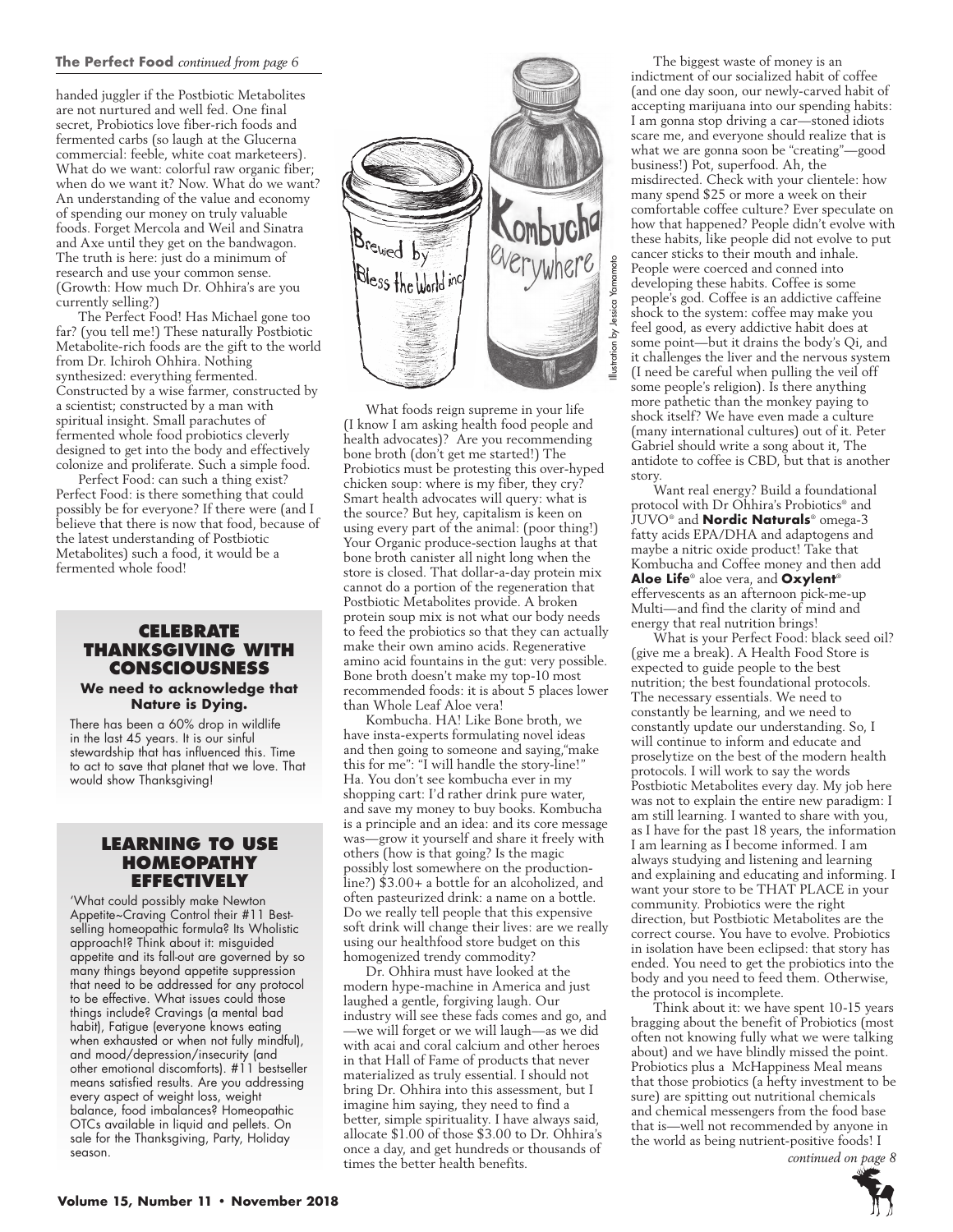**The Perfect Food** *continued from page 6*

handed juggler if the Postbiotic Metabolites are not nurtured and well fed. One final secret, Probiotics love fiber-rich foods and fermented carbs (so laugh at the Glucerna commercial: feeble, white coat marketeers). What do we want: colorful raw organic fiber; when do we want it? Now. What do we want? An understanding of the value and economy of spending our money on truly valuable foods. Forget Mercola and Weil and Sinatra and Axe until they get on the bandwagon. The truth is here: just do a minimum of research and use your common sense. (Growth: How much Dr. Ohhira's are you currently selling?)

The Perfect Food! Has Michael gone too far? (you tell me!) These naturally Postbiotic Metabolite-rich foods are the gift to the world from Dr. Ichiroh Ohhira. Nothing synthesized: everything fermented. Constructed by a wise farmer, constructed by a scientist; constructed by a man with spiritual insight. Small parachutes of fermented whole food probiotics cleverly designed to get into the body and effectively colonize and proliferate. Such a simple food.

Perfect Food: can such a thing exist? Perfect Food: is there something that could possibly be for everyone? If there were (and I believe that there is now that food, because of the latest understanding of Postbiotic Metabolites) such a food, it would be a fermented whole food!

## CELEBRATE THANKSGIVING WITH CONSCIOUSNESS

**We need to acknowledge that Nature is Dying.**

There has been a 60% drop in wildlife in the last 45 years. It is our sinful stewardship that has influenced this. Time to act to save that planet that we love. That would show Thanksgiving!

## LEARNING TO USE HOMEOPATHY EFFECTIVELY

'What could possibly make Newton Appetite~Craving Control their #11 Best-selling homeopathic formula? Its Wholistic approach!? Think about it: misguided appetite and its fall-out are governed by so many things beyond appetite suppression that need to be addressed for any protocol to be effective. What issues could those things include? Cravings (a mental bad habit), Fatigue (everyone knows eating when exhausted or when not fully mindful), and mood/depression/insecurity (and other emotional discomforts). #11 bestseller means satisfied results. Are you addressing every aspect of weight loss, weight balance, food imbalances? Homeopathic OTCs available in liquid and pellets. On sale for the Thanksgiving, Party, Holiday season.

Illustration by Jessica Yamamoto

What foods reign supreme in your life (I know I am asking health food people and health advocates)? Are you recommending bone broth (don't get me started!) The Probiotics must be protesting this over-hyped chicken soup: where is my fiber, they cry? Smart health advocates will query: what is the source? But hey, capitalism is keen on using every part of the animal: (poor thing!) Your Organic produce-section laughs at that bone broth canister all night long when the store is closed. That dollar-a-day protein mix cannot do a portion of the regeneration that Postbiotic Metabolites provide. A broken protein soup mix is not what our body needs to feed the probiotics so that they can actually make their own amino acids. Regenerative amino acid fountains in the gut: very possible. Bone broth doesn't make my top-10 most recommended foods: it is about 5 places lower than Whole Leaf Aloe vera!

Kombucha. HA! Like Bone broth, we have insta-experts formulating novel ideas and then going to someone and saying,"make this for me": "I will handle the story-line!" Ha. You don't see kombucha ever in my shopping cart: I'd rather drink pure water, and save my money to buy books. Kombucha is a principle and an idea: and its core message was—grow it yourself and share it freely with others (how is that going? Is the magic possibly lost somewhere on the production-line?) $3.00+ a bottle for an alcoholized, and often pasteurized drink: a name on a bottle. Do we really tell people that this expensive soft drink will change their lives: are we really using our healthfood store budget on this homogenized trendy commodity?

Dr. Ohhira must have looked at the modern hype-machine in America and just laughed a gentle, forgiving laugh. Our industry will see these fads comes and go, and —we will forget or we will laugh—as we did with acai and coral calcium and other heroes in that Hall of Fame of products that never materialized as truly essential. I should not bring Dr. Ohhira into this assessment, but I imagine him saying, they need to find a better, simple spirituality. I have always said, allocate $1.00 of those $3.00 to Dr. Ohhira's once a day, and get hundreds or thousands of times the better health benefits.

The biggest waste of money is an indictment of our socialized habit of coffee (and one day soon, our newly-carved habit of accepting marijuana into our spending habits: I am gonna stop driving a car—stoned idiots scare me, and everyone should realize that is what we are gonna soon be "creating"—good business!) Pot, superfood. Ah, the misdirected. Check with your clientele: how many spend $25 or more a week on their comfortable coffee culture? Ever speculate on how that happened? People didn't evolve with these habits, like people did not evolve to put cancer sticks to their mouth and inhale. People were coerced and conned into developing these habits. Coffee is some people's god. Coffee is an addictive caffeine shock to the system: coffee may make you feel good, as every addictive habit does at some point—but it drains the body's Qi, and it challenges the liver and the nervous system (I need be careful when pulling the veil off some people's religion). Is there anything more pathetic than the monkey paying to shock itself? We have even made a culture (many international cultures) out of it. Peter Gabriel should write a song about it, The antidote to coffee is CBD, but that is another story.

Want real energy? Build a foundational protocol with Dr Ohhira's Probiotics® and JUVO® and **Nordic Naturals**® omega-3 fatty acids EPA/DHA and adaptogens and maybe a nitric oxide product! Take that Kombucha and Coffee money and then add **Aloe Life**® aloe vera, and **Oxylent**® effervescents as an afternoon pick-me-up Multi—and find the clarity of mind and energy that real nutrition brings!

What is your Perfect Food: black seed oil? (give me a break). A Health Food Store is expected to guide people to the best nutrition; the best foundational protocols. The necessary essentials. We need to constantly be learning, and we need to constantly update our understanding. So, I will continue to inform and educate and proselytize on the best of the modern health protocols. I will work to say the words Postbiotic Metabolites every day. My job here was not to explain the entire new paradigm: I am still learning. I wanted to share with you, as I have for the past 18 years, the information I am learning as I become informed. I am always studying and listening and learning and explaining and educating and informing. I want your store to be THAT PLACE in your community. Probiotics were the right direction, but Postbiotic Metabolites are the correct course. You have to evolve. Probiotics in isolation have been eclipsed: that story has ended. You need to get the probiotics into the body and you need to feed them. Otherwise, the protocol is incomplete.

Think about it: we have spent 10-15 years bragging about the benefit of Probiotics (most often not knowing fully what we were talking about) and we have blindly missed the point. Probiotics plus a McHappiness Meal means that those probiotics (a hefty investment to be sure) are spitting out nutritional chemicals and chemical messengers from the food base that is—well not recommended by anyone in the world as being nutrient-positive foods! I

*continued on page 8*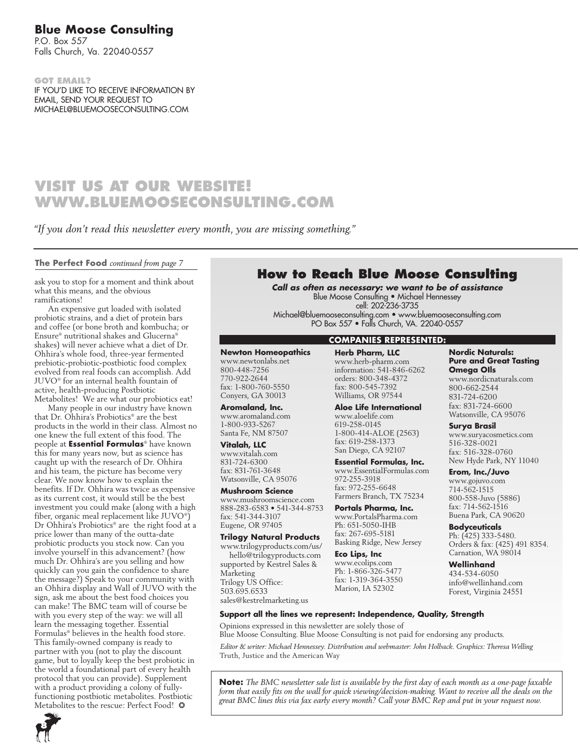## Blue Moose Consulting

P.O. Box 557
Falls Church, Va. 22040-0557

**GOT EMAIL?**
IF YOU'D LIKE TO RECEIVE INFORMATION BY EMAIL, SEND YOUR REQUEST TO MICHAEL@BLUEMOOSECONSULTING.COM

## VISIT US AT OUR WEBSITE! WWW.BLUEMOOSECONSULTING.COM

*"If you don't read this newsletter every month, you are missing something."*

**The Perfect Food** *continued from page 7*

ask you to stop for a moment and think about what this means, and the obvious ramifications!

An expensive gut loaded with isolated probiotic strains, and a diet of protein bars and coffee (or bone broth and kombucha; or Ensure® nutritional shakes and Glucerna® shakes) will never achieve what a diet of Dr. Ohhira's whole food, three-year fermented prebiotic-probiotic-postbiotic food complex evolved from real foods can accomplish. Add JUVO® for an internal health fountain of active, health-producing Postbiotic Metabolites! We are what our probiotics eat!

Many people in our industry have known that Dr. Ohhira's Probiotics® are the best products in the world in their class. Almost no one knew the full extent of this food. The people at **Essential Formulas**® have known this for many years now, but as science has caught up with the research of Dr. Ohhira and his team, the picture has become very clear. We now know how to explain the benefits. If Dr. Ohhira was twice as expensive as its current cost, it would still be the best investment you could make (along with a high fiber, organic meal replacement like JUVO®) Dr Ohhira's Probiotics® are the right food at a price lower than many of the outta-date probiotic products you stock now. Can you involve yourself in this advancement? (how much Dr. Ohhira's are you selling and how quickly can you gain the confidence to share the message?) Speak to your community with an Ohhira display and Wall of JUVO with the sign, ask me about the best food choices you can make! The BMC team will of course be with you every step of the way: we will all learn the messaging together. Essential Formulas® believes in the health food store. This family-owned company is ready to partner with you (not to play the discount game, but to loyally keep the best probiotic in the world a foundational part of every health protocol that you can provide). Supplement with a product providing a colony of fully-functioning postbiotic metabolites. Postbiotic Metabolites to the rescue: Perfect Food! ✪

## How to Reach Blue Moose Consulting

***Call as often as necessary: we want to be of assistance***
Blue Moose Consulting • Michael Hennessey
cell: 202-236-3735
Michael@bluemooseconsulting.com • www.bluemooseconsulting.com
PO Box 557 • Falls Church, VA. 22040-0557

### COMPANIES REPRESENTED:

**Newton Homeopathics**
www.newtonlabs.net
800-448-7256
770-922-2644
fax: 1-800-760-5550
Conyers, GA 30013

**Aromaland, Inc.**
www.aromaland.com
1-800-933-5267
Santa Fe, NM 87507

**Vitalah, LLC**
www.vitalah.com
831-724-6300
fax: 831-761-3648
Watsonville, CA 95076

**Mushroom Science**
www.mushroomscience.com
888-283-6583 • 541-344-8753
fax: 541-344-3107
Eugene, OR 97405

**Trilogy Natural Products**
www.trilogyproducts.com/us/
hello@trilogyproducts.com
supported by Kestrel Sales & Marketing
Trilogy US Office:
503.695.6533
sales@kestrelmarketing.us

**Herb Pharm, LLC**
www.herb-pharm.com
information: 541-846-6262
orders: 800-348-4372
fax: 800-545-7392
Williams, OR 97544

**Aloe Life International**
www.aloelife.com
619-258-0145
1-800-414-ALOE (2563)
fax: 619-258-1373
San Diego, CA 92107

**Essential Formulas, Inc.**
www.EssentialFormulas.com
972-255-3918
fax: 972-255-6648
Farmers Branch, TX 75234

**Portals Pharma, Inc.**
www.PortalsPharma.com
Ph: 651-5050-IHB
fax: 267-695-5181
Basking Ridge, New Jersey

**Eco Lips, Inc**
www.ecolips.com
Ph: 1-866-326-5477
fax: 1-319-364-3550
Marion, IA 52302

**Nordic Naturals: Pure and Great Tasting Omega OIls**
www.nordicnaturals.com
800-662-2544
831-724-6200
fax: 831-724-6600
Watsonville, CA 95076

**Surya Brasil**
www.suryacosmetics.com
516-328-0021
fax: 516-328-0760
New Hyde Park, NY 11040

**Erom, Inc./Juvo**
www.gojuvo.com
714-562-1515
800-558-Juvo (5886)
fax: 714-562-1516
Buena Park, CA 90620

**Bodyceuticals**
Ph: (425) 333-5480.
Orders & fax: (425) 491 8354.
Carnation, WA 98014

**Wellinhand**
434-534-6050
info@wellinhand.com
Forest, Virginia 24551

**Support all the lines we represent: Independence, Quality, Strength**

Opinions expressed in this newsletter are solely those of Blue Moose Consulting. Blue Moose Consulting is not paid for endorsing any products.

*Editor & writer: Michael Hennessey. Distribution and webmaster: John Holback. Graphics: Theresa Welling*
Truth, Justice and the American Way

**Note:** *The BMC newsletter sale list is available by the first day of each month as a one-page faxable form that easily fits on the wall for quick viewing/decision-making. Want to receive all the deals on the great BMC lines this via fax early every month? Call your BMC Rep and put in your request now.*